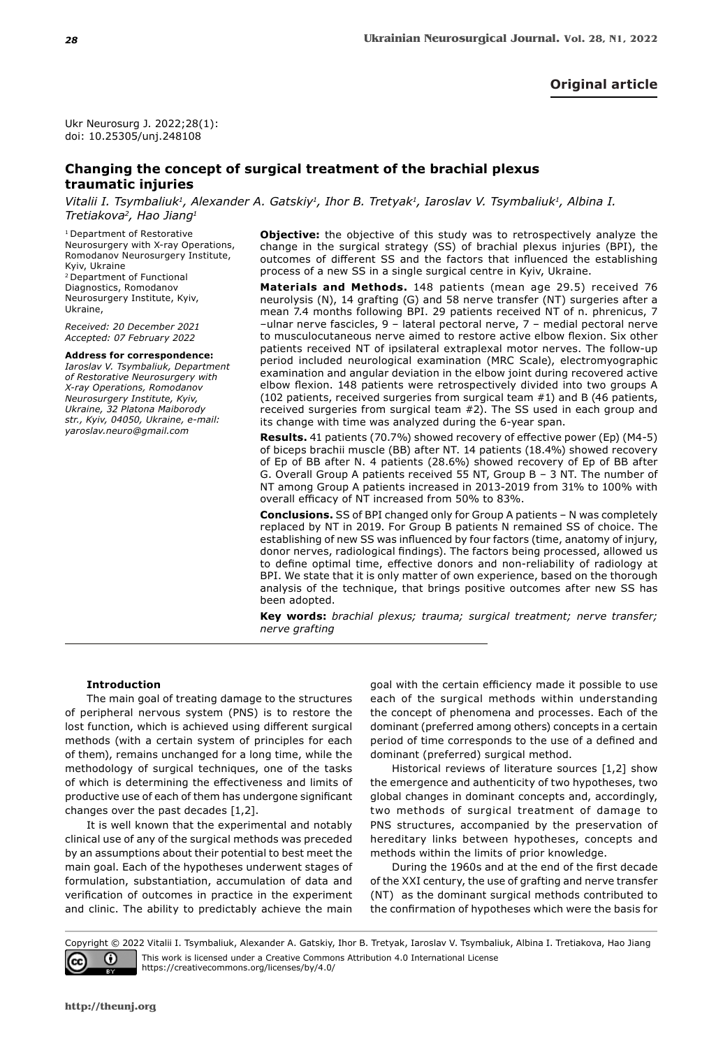Original article

Ukr Neurosurg J. 2022;28(1):
doi: 10.25305/unj.248108

# Changing the concept of surgical treatment of the brachial plexus traumatic injuries

*Vitalii I. Tsymbaliuk[1], Alexander A. Gatskiy[1], Ihor B. Tretyak[1], Iaroslav V. Tsymbaliuk[1], Albina I. Tretiakova[2], Hao Jiang[1]*

[1] Department of Restorative Neurosurgery with X-ray Operations, Romodanov Neurosurgery Institute, Kyiv, Ukraine
[2] Department of Functional Diagnostics, Romodanov Neurosurgery Institute, Kyiv, Ukraine,

*Received: 20 December 2021*
*Accepted: 07 February 2022*

**Address for correspondence:**
*Iaroslav V. Tsymbaliuk, Department of Restorative Neurosurgery with X-ray Operations, Romodanov Neurosurgery Institute, Kyiv, Ukraine, 32 Platona Maiborody str., Kyiv, 04050, Ukraine, e-mail: yaroslav.neuro@gmail.com*

**Objective:** the objective of this study was to retrospectively analyze the change in the surgical strategy (SS) of brachial plexus injuries (BPI), the outcomes of different SS and the factors that influenced the establishing process of a new SS in a single surgical centre in Kyiv, Ukraine.

**Materials and Methods.** 148 patients (mean age 29.5) received 76 neurolysis (N), 14 grafting (G) and 58 nerve transfer (NT) surgeries after a mean 7.4 months following BPI. 29 patients received NT of n. phrenicus, 7 –ulnar nerve fascicles, 9 – lateral pectoral nerve, 7 – medial pectoral nerve to musculocutaneous nerve aimed to restore active elbow flexion. Six other patients received NT of ipsilateral extraplexal motor nerves. The follow-up period included neurological examination (MRC Scale), electromyographic examination and angular deviation in the elbow joint during recovered active elbow flexion. 148 patients were retrospectively divided into two groups A (102 patients, received surgeries from surgical team #1) and B (46 patients, received surgeries from surgical team #2). The SS used in each group and its change with time was analyzed during the 6-year span.

**Results.** 41 patients (70.7%) showed recovery of effective power (Ep) (M4-5) of biceps brachii muscle (BB) after NT. 14 patients (18.4%) showed recovery of Ep of BB after N. 4 patients (28.6%) showed recovery of Ep of BB after G. Overall Group A patients received 55 NT, Group B – 3 NT. The number of NT among Group A patients increased in 2013-2019 from 31% to 100% with overall efficacy of NT increased from 50% to 83%.

**Conclusions.** SS of BPI changed only for Group A patients – N was completely replaced by NT in 2019. For Group B patients N remained SS of choice. The establishing of new SS was influenced by four factors (time, anatomy of injury, donor nerves, radiological findings). The factors being processed, allowed us to define optimal time, effective donors and non-reliability of radiology at BPI. We state that it is only matter of own experience, based on the thorough analysis of the technique, that brings positive outcomes after new SS has been adopted.

**Key words:** *brachial plexus; trauma; surgical treatment; nerve transfer; nerve grafting*

## Introduction

The main goal of treating damage to the structures of peripheral nervous system (PNS) is to restore the lost function, which is achieved using different surgical methods (with a certain system of principles for each of them), remains unchanged for a long time, while the methodology of surgical techniques, one of the tasks of which is determining the effectiveness and limits of productive use of each of them has undergone significant changes over the past decades [1,2].

It is well known that the experimental and notably clinical use of any of the surgical methods was preceded by an assumptions about their potential to best meet the main goal. Each of the hypotheses underwent stages of formulation, substantiation, accumulation of data and verification of outcomes in practice in the experiment and clinic. The ability to predictably achieve the main goal with the certain efficiency made it possible to use each of the surgical methods within understanding the concept of phenomena and processes. Each of the dominant (preferred among others) concepts in a certain period of time corresponds to the use of a defined and dominant (preferred) surgical method.

Historical reviews of literature sources [1,2] show the emergence and authenticity of two hypotheses, two global changes in dominant concepts and, accordingly, two methods of surgical treatment of damage to PNS structures, accompanied by the preservation of hereditary links between hypotheses, concepts and methods within the limits of prior knowledge.

During the 1960s and at the end of the first decade of the XXI century, the use of grafting and nerve transfer (NT) as the dominant surgical methods contributed to the confirmation of hypotheses which were the basis for

Copyright © 2022 Vitalii I. Tsymbaliuk, Alexander A. Gatskiy, Ihor B. Tretyak, Iaroslav V. Tsymbaliuk, Albina I. Tretiakova, Hao Jiang

This work is licensed under a Creative Commons Attribution 4.0 International License
https://creativecommons.org/licenses/by/4.0/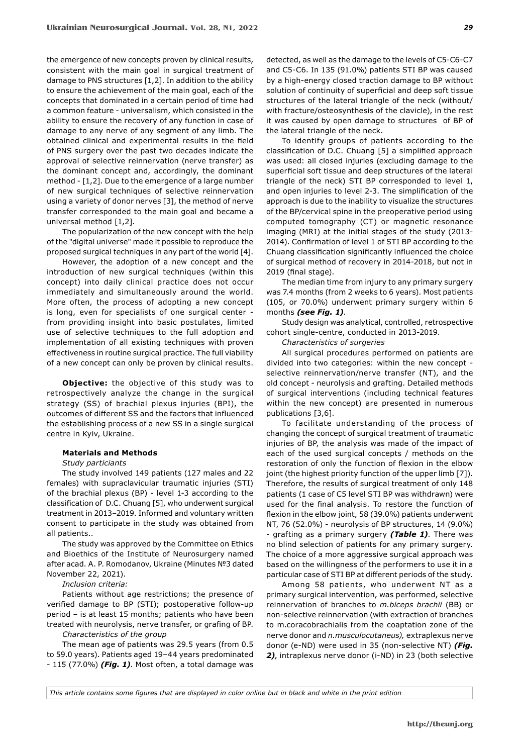the emergence of new concepts proven by clinical results, consistent with the main goal in surgical treatment of damage to PNS structures [1,2]. In addition to the ability to ensure the achievement of the main goal, each of the concepts that dominated in a certain period of time had a common feature - universalism, which consisted in the ability to ensure the recovery of any function in case of damage to any nerve of any segment of any limb. The obtained clinical and experimental results in the field of PNS surgery over the past two decades indicate the approval of selective reinnervation (nerve transfer) as the dominant concept and, accordingly, the dominant method - [1,2]. Due to the emergence of a large number of new surgical techniques of selective reinnervation using a variety of donor nerves [3], the method of nerve transfer corresponded to the main goal and became a universal method [1,2].

The popularization of the new concept with the help of the "digital universe" made it possible to reproduce the proposed surgical techniques in any part of the world [4].

However, the adoption of a new concept and the introduction of new surgical techniques (within this concept) into daily clinical practice does not occur immediately and simultaneously around the world. More often, the process of adopting a new concept is long, even for specialists of one surgical center - from providing insight into basic postulates, limited use of selective techniques to the full adoption and implementation of all existing techniques with proven effectiveness in routine surgical practice. The full viability of a new concept can only be proven by clinical results.

**Objective:** the objective of this study was to retrospectively analyze the change in the surgical strategy (SS) of brachial plexus injuries (BPI), the outcomes of different SS and the factors that influenced the establishing process of a new SS in a single surgical centre in Kyiv, Ukraine.

## Materials and Methods

*Study particiants*

The study involved 149 patients (127 males and 22 females) with supraclavicular traumatic injuries (STI) of the brachial plexus (BP) - level 1-3 according to the classification of D.C. Chuang [5], who underwent surgical treatment in 2013–2019. Informed and voluntary written consent to participate in the study was obtained from all patients..

The study was approved by the Committee on Ethics and Bioethics of the Institute of Neurosurgery named after acad. A. P. Romodanov, Ukraine (Minutes №3 dated November 22, 2021).

*Inclusion criteria:*

Patients without age restrictions; the presence of verified damage to BP (STI); postoperative follow-up period – is at least 15 months; patients who have been treated with neurolysis, nerve transfer, or grafing of BP.

*Characteristics of the group*

The mean age of patients was 29.5 years (from 0.5 to 59.0 years). Patients aged 19–44 years predominated - 115 (77.0%) ***(Fig. 1)***. Most often, a total damage was detected, as well as the damage to the levels of C5-C6-C7 and C5-C6. In 135 (91.0%) patients STI BP was caused by a high-energy closed traction damage to BP without solution of continuity of superficial and deep soft tissue structures of the lateral triangle of the neck (without/with fracture/osteosynthesis of the clavicle), in the rest it was caused by open damage to structures of BP of the lateral triangle of the neck.

To identify groups of patients according to the classification of D.C. Chuang [5] a simplified approach was used: all closed injuries (excluding damage to the superficial soft tissue and deep structures of the lateral triangle of the neck) STI BP corresponded to level 1, and open injuries to level 2-3. The simplification of the approach is due to the inability to visualize the structures of the BP/cervical spine in the preoperative period using computed tomography (CT) or magnetic resonance imaging (MRI) at the initial stages of the study (2013-2014). Confirmation of level 1 of STI BP according to the Chuang classification significantly influenced the choice of surgical method of recovery in 2014-2018, but not in 2019 (final stage).

The median time from injury to any primary surgery was 7.4 months (from 2 weeks to 6 years). Most patients (105, or 70.0%) underwent primary surgery within 6 months ***(see Fig. 1)***.

Study design was analytical, controlled, retrospective cohort single-centre, conducted in 2013-2019.

*Characteristics of surgeries*

All surgical procedures performed on patients are divided into two categories: within the new concept - selective reinnervation/nerve transfer (NT), and the old concept - neurolysis and grafting. Detailed methods of surgical interventions (including technical features within the new concept) are presented in numerous publications [3,6].

To facilitate understanding of the process of changing the concept of surgical treatment of traumatic injuries of BP, the analysis was made of the impact of each of the used surgical concepts / methods on the restoration of only the function of flexion in the elbow joint (the highest priority function of the upper limb [7]). Therefore, the results of surgical treatment of only 148 patients (1 case of C5 level STI BP was withdrawn) were used for the final analysis. To restore the function of flexion in the elbow joint, 58 (39.0%) patients underwent NT, 76 (52.0%) - neurolysis of BP structures, 14 (9.0%) - grafting as a primary surgery ***(Table 1)***. There was no blind selection of patients for any primary surgery. The choice of a more aggressive surgical approach was based on the willingness of the performers to use it in a particular case of STI BP at different periods of the study.

Among 58 patients, who underwent NT as a primary surgical intervention, was performed, selective reinnervation of branches to *m.biceps brachii* (BB) or non-selective reinnervation (with extraction of branches to m.coracobrachialis from the coaptation zone of the nerve donor and *n.musculocutaneus),* extraplexus nerve donor (e-ND) were used in 35 (non-selective NT) ***(Fig. 2)***, intraplexus nerve donor (i-ND) in 23 (both selective

*This article contains some figures that are displayed in color online but in black and white in the print edition*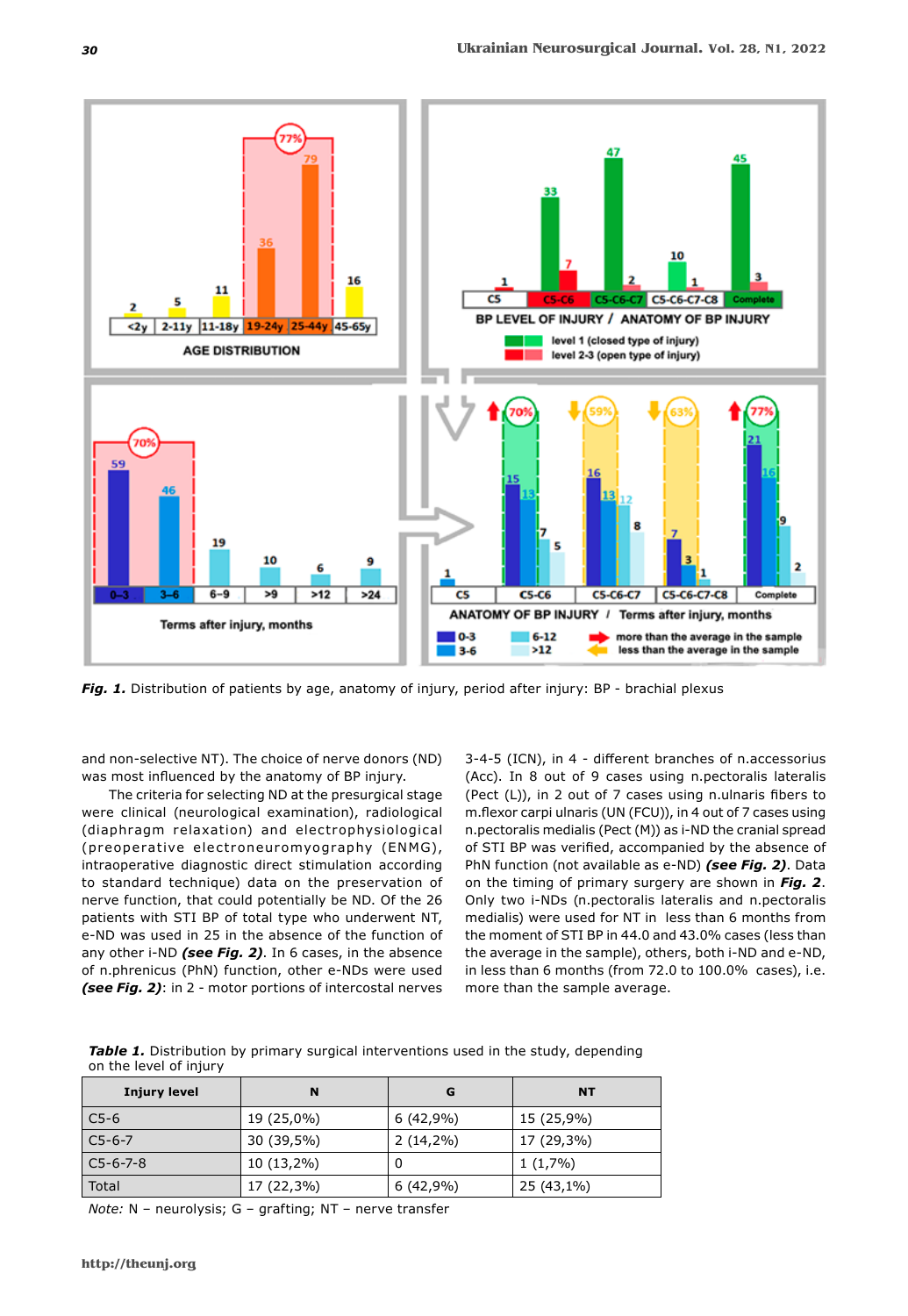*Fig. 1.* Distribution of patients by age, anatomy of injury, period after injury: BP - brachial plexus

and non-selective NT). The choice of nerve donors (ND) was most influenced by the anatomy of BP injury.

The criteria for selecting ND at the presurgical stage were clinical (neurological examination), radiological (diaphragm relaxation) and electrophysiological (preoperative electroneuromyography (ENMG), intraoperative diagnostic direct stimulation according to standard technique) data on the preservation of nerve function, that could potentially be ND. Of the 26 patients with STI BP of total type who underwent NT, e-ND was used in 25 in the absence of the function of any other i-ND ***(see Fig. 2)***. In 6 cases, in the absence of n.phrenicus (PhN) function, other e-NDs were used ***(see Fig. 2)***: in 2 - motor portions of intercostal nerves 3-4-5 (ICN), in 4 - different branches of n.accessorius (Acc). In 8 out of 9 cases using n.pectoralis lateralis (Pect (L)), in 2 out of 7 cases using n.ulnaris fibers to m.flexor carpi ulnaris (UN (FCU)), in 4 out of 7 cases using n.pectoralis medialis (Pect (M)) as i-ND the cranial spread of STI BP was verified, accompanied by the absence of PhN function (not available as e-ND) ***(see Fig. 2)***. Data on the timing of primary surgery are shown in ***Fig. 2***. Only two i-NDs (n.pectoralis lateralis and n.pectoralis medialis) were used for NT in less than 6 months from the moment of STI BP in 44.0 and 43.0% cases (less than the average in the sample), others, both i-ND and e-ND, in less than 6 months (from 72.0 to 100.0% cases), i.e. more than the sample average.

***Table 1.*** Distribution by primary surgical interventions used in the study, depending on the level of injury

| Injury level | N | G | NT |
|---|---|---|---|
| C5-6 | 19 (25,0%) | 6 (42,9%) | 15 (25,9%) |
| C5-6-7 | 30 (39,5%) | 2 (14,2%) | 17 (29,3%) |
| C5-6-7-8 | 10 (13,2%) | 0 | 1 (1,7%) |
| Total | 17 (22,3%) | 6 (42,9%) | 25 (43,1%) |

*Note:* N – neurolysis; G – grafting; NT – nerve transfer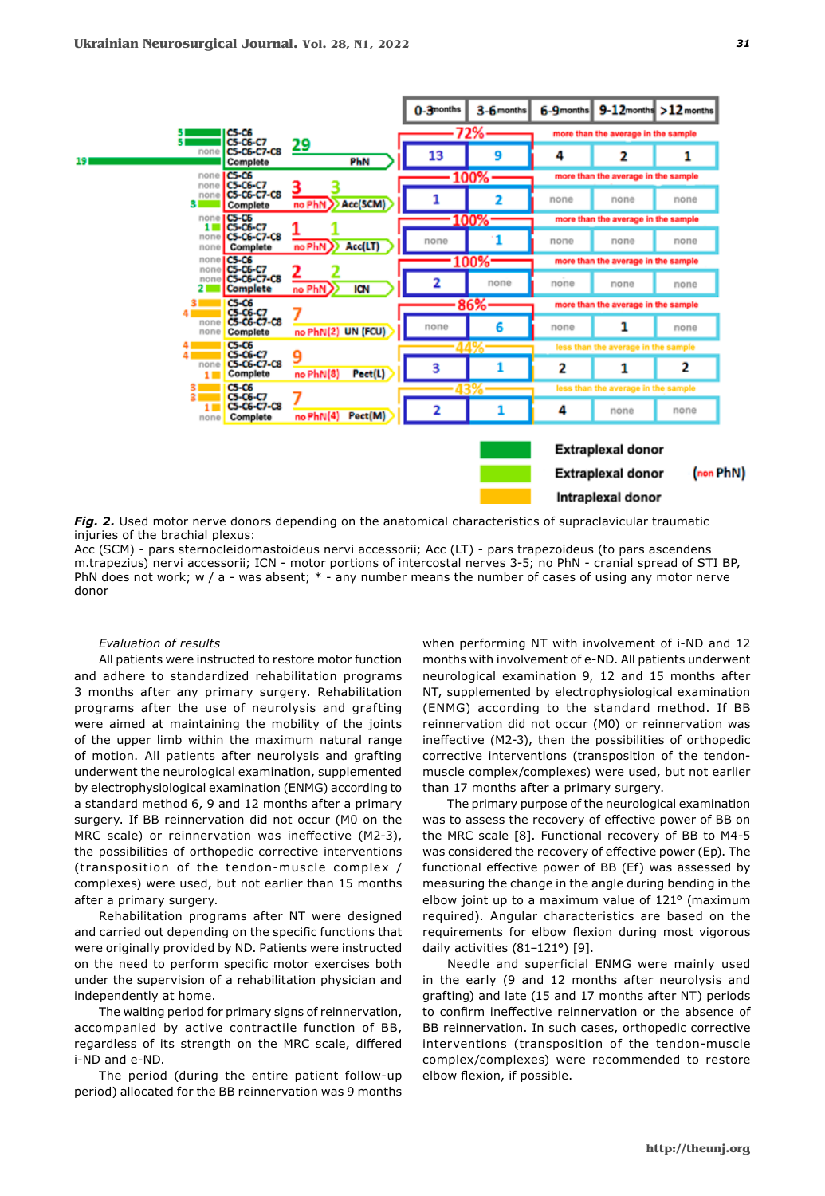***Fig. 2.*** Used motor nerve donors depending on the anatomical characteristics of supraclavicular traumatic injuries of the brachial plexus:
Acc (SCM) - pars sternocleidomastoideus nervi accessorii; Acc (LT) - pars trapezoideus (to pars ascendens m.trapezius) nervi accessorii; ICN - motor portions of intercostal nerves 3-5; no PhN - cranial spread of STI BP, PhN does not work; w / a - was absent; * - any number means the number of cases of using any motor nerve donor

*Evaluation of results*

All patients were instructed to restore motor function and adhere to standardized rehabilitation programs 3 months after any primary surgery. Rehabilitation programs after the use of neurolysis and grafting were aimed at maintaining the mobility of the joints of the upper limb within the maximum natural range of motion. All patients after neurolysis and grafting underwent the neurological examination, supplemented by electrophysiological examination (ENMG) according to a standard method 6, 9 and 12 months after a primary surgery. If BB reinnervation did not occur (M0 on the MRC scale) or reinnervation was ineffective (M2-3), the possibilities of orthopedic corrective interventions (transposition of the tendon-muscle complex / complexes) were used, but not earlier than 15 months after a primary surgery.

Rehabilitation programs after NT were designed and carried out depending on the specific functions that were originally provided by ND. Patients were instructed on the need to perform specific motor exercises both under the supervision of a rehabilitation physician and independently at home.

The waiting period for primary signs of reinnervation, accompanied by active contractile function of BB, regardless of its strength on the MRC scale, differed i-ND and e-ND.

The period (during the entire patient follow-up period) allocated for the BB reinnervation was 9 months when performing NT with involvement of i-ND and 12 months with involvement of e-ND. All patients underwent neurological examination 9, 12 and 15 months after NT, supplemented by electrophysiological examination (ENMG) according to the standard method. If BB reinnervation did not occur (M0) or reinnervation was ineffective (M2-3), then the possibilities of orthopedic corrective interventions (transposition of the tendon-muscle complex/complexes) were used, but not earlier than 17 months after a primary surgery.

The primary purpose of the neurological examination was to assess the recovery of effective power of BB on the MRC scale [8]. Functional recovery of BB to M4-5 was considered the recovery of effective power (Ep). The functional effective power of BB (Ef) was assessed by measuring the change in the angle during bending in the elbow joint up to a maximum value of 121° (maximum required). Angular characteristics are based on the requirements for elbow flexion during most vigorous daily activities (81–121°) [9].

Needle and superficial ENMG were mainly used in the early (9 and 12 months after neurolysis and grafting) and late (15 and 17 months after NT) periods to confirm ineffective reinnervation or the absence of BB reinnervation. In such cases, orthopedic corrective interventions (transposition of the tendon-muscle complex/complexes) were recommended to restore elbow flexion, if possible.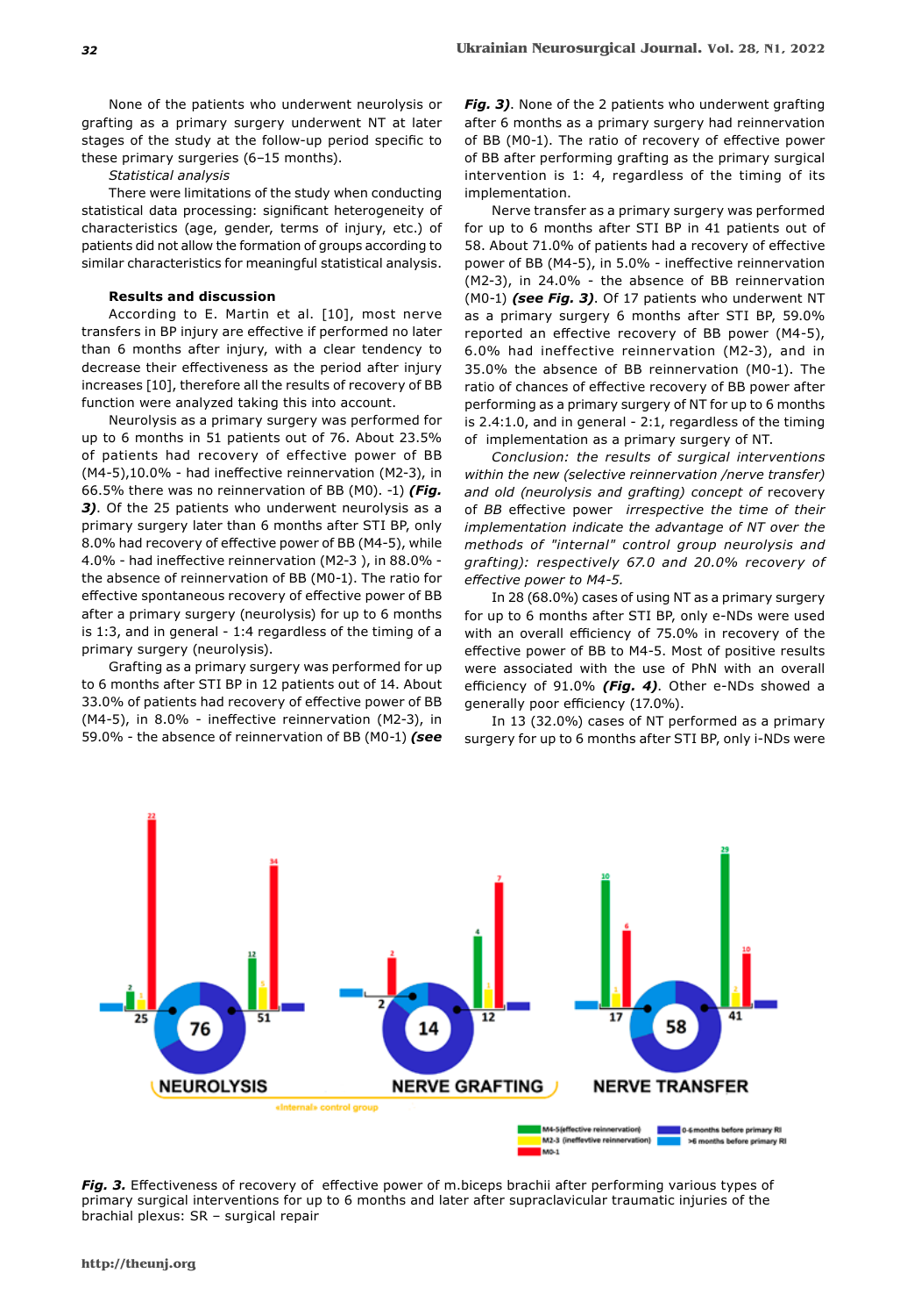None of the patients who underwent neurolysis or grafting as a primary surgery underwent NT at later stages of the study at the follow-up period specific to these primary surgeries (6–15 months).

*Statistical analysis*

There were limitations of the study when conducting statistical data processing: significant heterogeneity of characteristics (age, gender, terms of injury, etc.) of patients did not allow the formation of groups according to similar characteristics for meaningful statistical analysis.

## Results and discussion

According to E. Martin et al. [10], most nerve transfers in BP injury are effective if performed no later than 6 months after injury, with a clear tendency to decrease their effectiveness as the period after injury increases [10], therefore all the results of recovery of BB function were analyzed taking this into account.

Neurolysis as a primary surgery was performed for up to 6 months in 51 patients out of 76. About 23.5% of patients had recovery of effective power of BB (M4-5),10.0% - had ineffective reinnervation (M2-3), in 66.5% there was no reinnervation of BB (M0). -1) ***(Fig. 3)***. Of the 25 patients who underwent neurolysis as a primary surgery later than 6 months after STI BP, only 8.0% had recovery of effective power of BB (M4-5), while 4.0% - had ineffective reinnervation (M2-3 ), in 88.0% - the absence of reinnervation of BB (M0-1). The ratio for effective spontaneous recovery of effective power of BB after a primary surgery (neurolysis) for up to 6 months is 1:3, and in general - 1:4 regardless of the timing of a primary surgery (neurolysis).

Grafting as a primary surgery was performed for up to 6 months after STI BP in 12 patients out of 14. About 33.0% of patients had recovery of effective power of BB (M4-5), in 8.0% - ineffective reinnervation (M2-3), in 59.0% - the absence of reinnervation of BB (M0-1) ***(see Fig. 3)***. None of the 2 patients who underwent grafting after 6 months as a primary surgery had reinnervation of BB (M0-1). The ratio of recovery of effective power of BB after performing grafting as the primary surgical intervention is 1: 4, regardless of the timing of its implementation.

Nerve transfer as a primary surgery was performed for up to 6 months after STI BP in 41 patients out of 58. About 71.0% of patients had a recovery of effective power of BB (M4-5), in 5.0% - ineffective reinnervation (M2-3), in 24.0% - the absence of BB reinnervation (M0-1) ***(see Fig. 3)***. Of 17 patients who underwent NT as a primary surgery 6 months after STI BP, 59.0% reported an effective recovery of BB power (M4-5), 6.0% had ineffective reinnervation (M2-3), and in 35.0% the absence of BB reinnervation (M0-1). The ratio of chances of effective recovery of BB power after performing as a primary surgery of NT for up to 6 months is 2.4:1.0, and in general - 2:1, regardless of the timing of implementation as a primary surgery of NT.

*Conclusion: the results of surgical interventions within the new (selective reinnervation /nerve transfer) and old (neurolysis and grafting) concept of* recovery of *BB* effective power *irrespective the time of their implementation indicate the advantage of NT over the methods of "internal" control group neurolysis and grafting): respectively 67.0 and 20.0% recovery of effective power to M4-5.*

In 28 (68.0%) cases of using NT as a primary surgery for up to 6 months after STI BP, only e-NDs were used with an overall efficiency of 75.0% in recovery of the effective power of BB to M4-5. Most of positive results were associated with the use of PhN with an overall efficiency of 91.0% ***(Fig. 4)***. Other e-NDs showed a generally poor efficiency (17.0%).

In 13 (32.0%) cases of NT performed as a primary surgery for up to 6 months after STI BP, only i-NDs were

***Fig. 3.*** Effectiveness of recovery of effective power of m.biceps brachii after performing various types of primary surgical interventions for up to 6 months and later after supraclavicular traumatic injuries of the brachial plexus: SR – surgical repair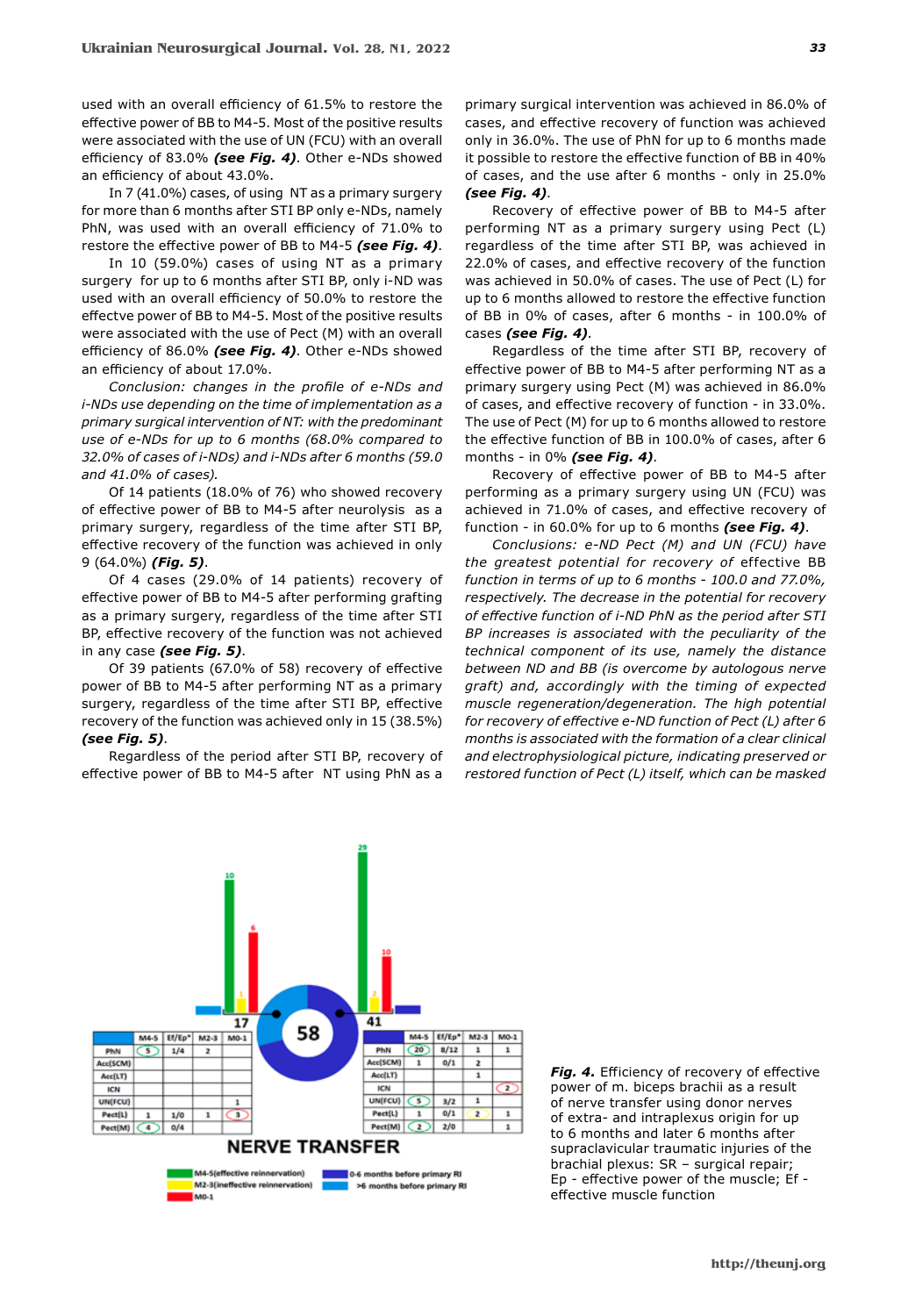used with an overall efficiency of 61.5% to restore the effective power of BB to M4-5. Most of the positive results were associated with the use of UN (FCU) with an overall efficiency of 83.0% ***(see Fig. 4)***. Other e-NDs showed an efficiency of about 43.0%.

In 7 (41.0%) cases, of using NT as a primary surgery for more than 6 months after STI BP only e-NDs, namely PhN, was used with an overall efficiency of 71.0% to restore the effective power of BB to M4-5 ***(see Fig. 4)***.

In 10 (59.0%) cases of using NT as a primary surgery for up to 6 months after STI BP, only i-ND was used with an overall efficiency of 50.0% to restore the effectve power of BB to M4-5. Most of the positive results were associated with the use of Pect (M) with an overall efficiency of 86.0% ***(see Fig. 4)***. Other e-NDs showed an efficiency of about 17.0%.

*Conclusion: changes in the profile of e-NDs and i-NDs use depending on the time of implementation as a primary surgical intervention of NT: with the predominant use of e-NDs for up to 6 months (68.0% compared to 32.0% of cases of i-NDs) and i-NDs after 6 months (59.0 and 41.0% of cases).*

Of 14 patients (18.0% of 76) who showed recovery of effective power of BB to M4-5 after neurolysis as a primary surgery, regardless of the time after STI BP, effective recovery of the function was achieved in only 9 (64.0%) ***(Fig. 5)***.

Of 4 cases (29.0% of 14 patients) recovery of effective power of BB to M4-5 after performing grafting as a primary surgery, regardless of the time after STI BP, effective recovery of the function was not achieved in any case ***(see Fig. 5)***.

Of 39 patients (67.0% of 58) recovery of effective power of BB to M4-5 after performing NT as a primary surgery, regardless of the time after STI BP, effective recovery of the function was achieved only in 15 (38.5%) ***(see Fig. 5)***.

Regardless of the period after STI BP, recovery of effective power of BB to M4-5 after NT using PhN as a primary surgical intervention was achieved in 86.0% of cases, and effective recovery of function was achieved only in 36.0%. The use of PhN for up to 6 months made it possible to restore the effective function of BB in 40% of cases, and the use after 6 months - only in 25.0% ***(see Fig. 4)***.

Recovery of effective power of BB to M4-5 after performing NT as a primary surgery using Pect (L) regardless of the time after STI BP, was achieved in 22.0% of cases, and effective recovery of the function was achieved in 50.0% of cases. The use of Pect (L) for up to 6 months allowed to restore the effective function of BB in 0% of cases, after 6 months - in 100.0% of cases ***(see Fig. 4)***.

Regardless of the time after STI BP, recovery of effective power of BB to M4-5 after performing NT as a primary surgery using Pect (M) was achieved in 86.0% of cases, and effective recovery of function - in 33.0%. The use of Pect (M) for up to 6 months allowed to restore the effective function of BB in 100.0% of cases, after 6 months - in 0% ***(see Fig. 4)***.

Recovery of effective power of BB to M4-5 after performing as a primary surgery using UN (FCU) was achieved in 71.0% of cases, and effective recovery of function - in 60.0% for up to 6 months ***(see Fig. 4)***.

*Conclusions: e-ND Pect (M) and UN (FCU) have the greatest potential for recovery of* effective BB *function in terms of up to 6 months - 100.0 and 77.0%, respectively. The decrease in the potential for recovery of effective function of i-ND PhN as the period after STI BP increases is associated with the peculiarity of the technical component of its use, namely the distance between ND and BB (is overcome by autologous nerve graft) and, accordingly with the timing of expected muscle regeneration/degeneration. The high potential for recovery of effective e-ND function of Pect (L) after 6 months is associated with the formation of a clear clinical and electrophysiological picture, indicating preserved or restored function of Pect (L) itself, which can be masked*

|  | M4-5 | Ef/Ep* | M2-3 | M0-1 |
|---|---|---|---|---|
| PhN | 5 | 1/4 | 2 |  |
| Acc(SCM) |  |  |  |  |
| Acc(LT) |  |  |  |  |
| ICN |  |  |  |  |
| UN(FCU) |  |  |  | 1 |
| Pect(L) | 1 | 1/0 | 1 | 3 |
| Pect(M) | 4 | 0/4 |  |  |

|  | M4-5 | Ef/Ep* | M2-3 | M0-1 |
|---|---|---|---|---|
| PhN | 20 | 8/12 | 1 | 1 |
| Acc(SCM) | 1 | 0/1 | 2 |  |
| Acc(LT) |  |  | 1 |  |
| ICN |  |  |  | 2 |
| UN(FCU) | 5 | 3/2 | 1 |  |
| Pect(L) | 1 | 0/1 | 2 | 1 |
| Pect(M) | 2 | 2/0 |  | 1 |

NERVE TRANSFER

M4-5(effective reinnervation); M2-3(ineffective reinnervation); M0-1; 0-6 months before primary RI; >6 months before primary RI

***Fig. 4.*** Efficiency of recovery of effective power of m. biceps brachii as a result of nerve transfer using donor nerves of extra- and intraplexus origin for up to 6 months and later 6 months after supraclavicular traumatic injuries of the brachial plexus: SR – surgical repair; Ep - effective power of the muscle; Ef - effective muscle function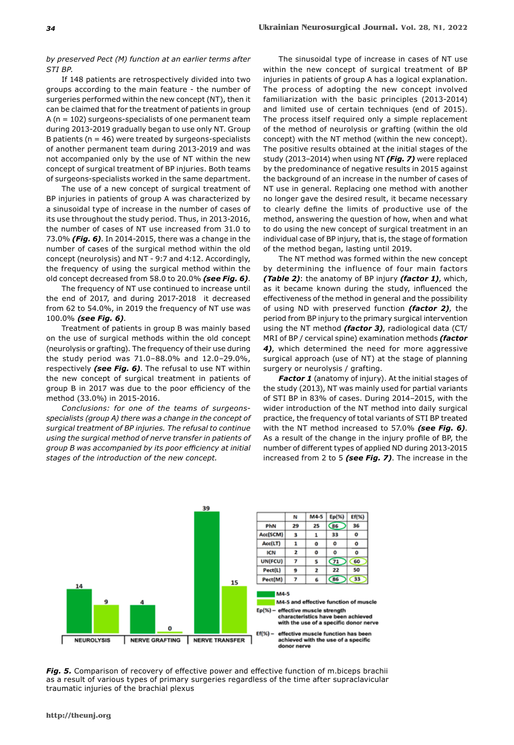*by preserved Pect (M) function at an earlier terms after STI BP.*

If 148 patients are retrospectively divided into two groups according to the main feature - the number of surgeries performed within the new concept (NT), then it can be claimed that for the treatment of patients in group A (n = 102) surgeons-specialists of one permanent team during 2013-2019 gradually began to use only NT. Group B patients (n = 46) were treated by surgeons-specialists of another permanent team during 2013-2019 and was not accompanied only by the use of NT within the new concept of surgical treatment of BP injuries. Both teams of surgeons-specialists worked in the same department.

The use of a new concept of surgical treatment of BP injuries in patients of group A was characterized by a sinusoidal type of increase in the number of cases of its use throughout the study period. Thus, in 2013-2016, the number of cases of NT use increased from 31.0 to 73.0% ***(Fig. 6)***. In 2014-2015, there was a change in the number of cases of the surgical method within the old concept (neurolysis) and NT - 9:7 and 4:12. Accordingly, the frequency of using the surgical method within the old concept decreased from 58.0 to 20.0% ***(see Fig. 6)***.

The frequency of NT use continued to increase until the end of 2017, and during 2017-2018 it decreased from 62 to 54.0%, in 2019 the frequency of NT use was 100.0% ***(see Fig. 6)***.

Treatment of patients in group B was mainly based on the use of surgical methods within the old concept (neurolysis or grafting). The frequency of their use during the study period was 71.0–88.0% and 12.0–29.0%, respectively ***(see Fig. 6)***. The refusal to use NT within the new concept of surgical treatment in patients of group B in 2017 was due to the poor efficiency of the method (33.0%) in 2015-2016.

*Conclusions: for one of the teams of surgeons-specialists (group A) there was a change in the concept of surgical treatment of BP injuries. The refusal to continue using the surgical method of nerve transfer in patients of group B was accompanied by its poor efficiency at initial stages of the introduction of the new concept.*

The sinusoidal type of increase in cases of NT use within the new concept of surgical treatment of BP injuries in patients of group A has a logical explanation. The process of adopting the new concept involved familiarization with the basic principles (2013-2014) and limited use of certain techniques (end of 2015). The process itself required only a simple replacement of the method of neurolysis or grafting (within the old concept) with the NT method (within the new concept). The positive results obtained at the initial stages of the study (2013–2014) when using NT ***(Fig. 7)*** were replaced by the predominance of negative results in 2015 against the background of an increase in the number of cases of NT use in general. Replacing one method with another no longer gave the desired result, it became necessary to clearly define the limits of productive use of the method, answering the question of how, when and what to do using the new concept of surgical treatment in an individual case of BP injury, that is, the stage of formation of the method began, lasting until 2019.

The NT method was formed within the new concept by determining the influence of four main factors ***(Table 2)***: the anatomy of BP injury ***(factor 1)***, which, as it became known during the study, influenced the effectiveness of the method in general and the possibility of using ND with preserved function ***(factor 2)***, the period from BP injury to the primary surgical intervention using the NT method ***(factor 3)***, radiological data (CT/MRI of BP / cervical spine) examination methods ***(factor 4)***, which determined the need for more aggressive surgical approach (use of NT) at the stage of planning surgery or neurolysis / grafting.

***Factor 1*** (anatomy of injury). At the initial stages of the study (2013), NT was mainly used for partial variants of STI BP in 83% of cases. During 2014–2015, with the wider introduction of the NT method into daily surgical practice, the frequency of total variants of STI BP treated with the NT method increased to 57.0% ***(see Fig. 6)***. As a result of the change in the injury profile of BP, the number of different types of applied ND during 2013-2015 increased from 2 to 5 ***(see Fig. 7)***. The increase in the

| | N | M4-5 | Ep(%) | Ef(%) |
|---|---|---|---|---|
| PhN | 29 | 25 | 86 | 36 |
| Acc(SCM) | 3 | 1 | 33 | 0 |
| Acc(LT) | 1 | 0 | 0 | 0 |
| ICN | 2 | 0 | 0 | 0 |
| UN(FCU) | 7 | 5 | 71 | 60 |
| Pect(L) | 9 | 2 | 22 | 50 |
| Pect(M) | 7 | 6 | 86 | 33 |

Chart values: NEUROLYSIS — M4-5: 14, M4-5 and effective function of muscle: 9; NERVE GRAFTING — 4, 0; NERVE TRANSFER — 39, 15.

M4-5
M4-5 and effective function of muscle
Ep(%) – effective muscle strength characteristics have been achieved with the use of a specific donor nerve
Ef(%) – effective muscle function has been achieved with the use of a specific donor nerve

***Fig. 5.*** Comparison of recovery of effective power and effective function of m.biceps brachii as a result of various types of primary surgeries regardless of the time after supraclavicular traumatic injuries of the brachial plexus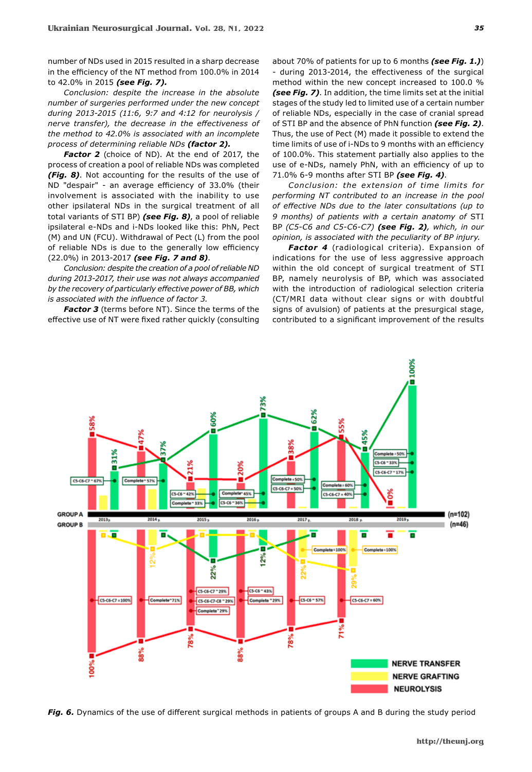number of NDs used in 2015 resulted in a sharp decrease in the efficiency of the NT method from 100.0% in 2014 to 42.0% in 2015 ***(see Fig. 7).***

*Conclusion: despite the increase in the absolute number of surgeries performed under the new concept during 2013-2015 (11:6, 9:7 and 4:12 for neurolysis / nerve transfer), the decrease in the effectiveness of the method to 42.0% is associated with an incomplete process of determining reliable NDs* ***(factor 2).***

***Factor 2*** (choice of ND). At the end of 2017, the process of creation a pool of reliable NDs was completed ***(Fig. 8)***. Not accounting for the results of the use of ND "despair" - an average efficiency of 33.0% (their involvement is associated with the inability to use other ipsilateral NDs in the surgical treatment of all total variants of STI BP) ***(see Fig. 8)***, a pool of reliable ipsilateral e-NDs and i-NDs looked like this: PhN, Pect (M) and UN (FCU). Withdrawal of Pect (L) from the pool of reliable NDs is due to the generally low efficiency (22.0%) in 2013-2017 ***(see Fig. 7 and 8)***.

*Conclusion: despite the creation of a pool of reliable ND during 2013-2017, their use was not always accompanied by the recovery of particularly effective power of BB, which is associated with the influence of factor 3.*

***Factor 3*** (terms before NT). Since the terms of the effective use of NT were fixed rather quickly (consulting about 70% of patients for up to 6 months ***(see Fig. 1.)***) - during 2013-2014, the effectiveness of the surgical method within the new concept increased to 100.0 % ***(see Fig. 7)***. In addition, the time limits set at the initial stages of the study led to limited use of a certain number of reliable NDs, especially in the case of cranial spread of STI BP and the absence of PhN function ***(see Fig. 2)***. Thus, the use of Pect (M) made it possible to extend the time limits of use of i-NDs to 9 months with an efficiency of 100.0%. This statement partially also applies to the use of e-NDs, namely PhN, with an efficiency of up to 71.0% 6-9 months after STI BP ***(see Fig. 4)***.

*Conclusion: the extension of time limits for performing NT contributed to an increase in the pool of effective NDs due to the later consultations (up to 9 months) of patients with a certain anatomy of STI BP (C5-C6 and C5-C6-C7)* ***(see Fig. 2)****, which, in our opinion, is associated with the peculiarity of BP injury.*

***Factor 4*** (radiological criteria). Expansion of indications for the use of less aggressive approach within the old concept of surgical treatment of STI BP, namely neurolysis of BP, which was associated with the introduction of radiological selection criteria (CT/MRI data without clear signs or with doubtful signs of avulsion) of patients at the presurgical stage, contributed to a significant improvement of the results

***Fig. 6.*** Dynamics of the use of different surgical methods in patients of groups A and B during the study period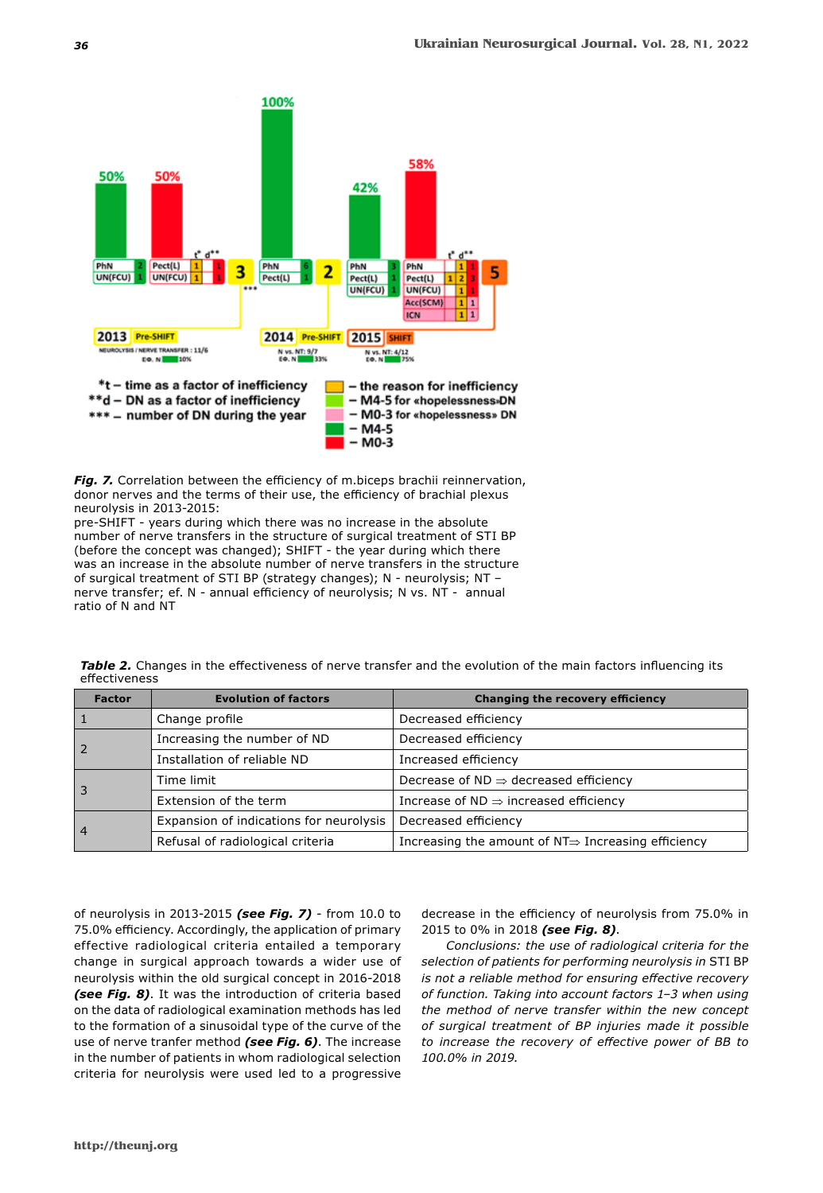*t – time as a factor of inefficiency
**d – DN as a factor of inefficiency
*** – number of DN during the year

– the reason for inefficiency
– M4-5 for «hopelessness»DN
– M0-3 for «hopelessness» DN
– M4-5
– M0-3

***Fig. 7.*** Correlation between the efficiency of m.biceps brachii reinnervation, donor nerves and the terms of their use, the efficiency of brachial plexus neurolysis in 2013-2015:
pre-SHIFT - years during which there was no increase in the absolute number of nerve transfers in the structure of surgical treatment of STI BP (before the concept was changed); SHIFT - the year during which there was an increase in the absolute number of nerve transfers in the structure of surgical treatment of STI BP (strategy changes); N - neurolysis; NT – nerve transfer; ef. N - annual efficiency of neurolysis; N vs. NT - annual ratio of N and NT

***Table 2.*** Changes in the effectiveness of nerve transfer and the evolution of the main factors influencing its effectiveness

| Factor | Evolution of factors | Changing the recovery efficiency |
|---|---|---|
| 1 | Change profile | Decreased efficiency |
| 2 | Increasing the number of ND | Decreased efficiency |
| | Installation of reliable ND | Increased efficiency |
| 3 | Time limit | Decrease of ND ⇒ decreased efficiency |
| | Extension of the term | Increase of ND ⇒ increased efficiency |
| 4 | Expansion of indications for neurolysis | Decreased efficiency |
| | Refusal of radiological criteria | Increasing the amount of NT⇒ Increasing efficiency |

of neurolysis in 2013-2015 ***(see Fig. 7)*** - from 10.0 to 75.0% efficiency. Accordingly, the application of primary effective radiological criteria entailed a temporary change in surgical approach towards a wider use of neurolysis within the old surgical concept in 2016-2018 ***(see Fig. 8)***. It was the introduction of criteria based on the data of radiological examination methods has led to the formation of a sinusoidal type of the curve of the use of nerve tranfer method ***(see Fig. 6)***. The increase in the number of patients in whom radiological selection criteria for neurolysis were used led to a progressive decrease in the efficiency of neurolysis from 75.0% in 2015 to 0% in 2018 ***(see Fig. 8)***.

*Conclusions: the use of radiological criteria for the selection of patients for performing neurolysis in* STI BP *is not a reliable method for ensuring effective recovery of function. Taking into account factors 1–3 when using the method of nerve transfer within the new concept of surgical treatment of BP injuries made it possible to increase the recovery of effective power of BB to 100.0% in 2019.*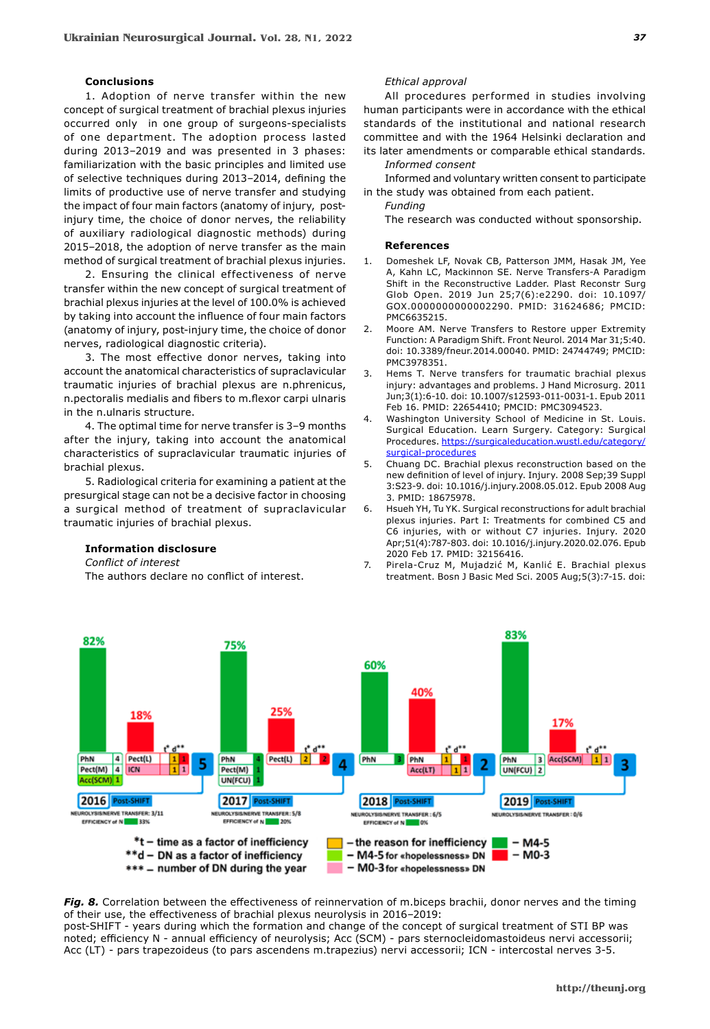## Conclusions

1. Adoption of nerve transfer within the new concept of surgical treatment of brachial plexus injuries occurred only in one group of surgeons-specialists of one department. The adoption process lasted during 2013–2019 and was presented in 3 phases: familiarization with the basic principles and limited use of selective techniques during 2013–2014, defining the limits of productive use of nerve transfer and studying the impact of four main factors (anatomy of injury, post-injury time, the choice of donor nerves, the reliability of auxiliary radiological diagnostic methods) during 2015–2018, the adoption of nerve transfer as the main method of surgical treatment of brachial plexus injuries.

2. Ensuring the clinical effectiveness of nerve transfer within the new concept of surgical treatment of brachial plexus injuries at the level of 100.0% is achieved by taking into account the influence of four main factors (anatomy of injury, post-injury time, the choice of donor nerves, radiological diagnostic criteria).

3. The most effective donor nerves, taking into account the anatomical characteristics of supraclavicular traumatic injuries of brachial plexus are n.phrenicus, n.pectoralis medialis and fibers to m.flexor carpi ulnaris in the n.ulnaris structure.

4. The optimal time for nerve transfer is 3–9 months after the injury, taking into account the anatomical characteristics of supraclavicular traumatic injuries of brachial plexus.

5. Radiological criteria for examining a patient at the presurgical stage can not be a decisive factor in choosing a surgical method of treatment of supraclavicular traumatic injuries of brachial plexus.

## Information disclosure

*Conflict of interest*

The authors declare no conflict of interest.

*Ethical approval*

All procedures performed in studies involving human participants were in accordance with the ethical standards of the institutional and national research committee and with the 1964 Helsinki declaration and its later amendments or comparable ethical standards.

*Informed consent*

Informed and voluntary written consent to participate in the study was obtained from each patient.

*Funding*

The research was conducted without sponsorship.

## References

1. Domeshek LF, Novak CB, Patterson JMM, Hasak JM, Yee A, Kahn LC, Mackinnon SE. Nerve Transfers-A Paradigm Shift in the Reconstructive Ladder. Plast Reconstr Surg Glob Open. 2019 Jun 25;7(6):e2290. doi: 10.1097/GOX.0000000000002290. PMID: 31624686; PMCID: PMC6635215.
2. Moore AM. Nerve Transfers to Restore upper Extremity Function: A Paradigm Shift. Front Neurol. 2014 Mar 31;5:40. doi: 10.3389/fneur.2014.00040. PMID: 24744749; PMCID: PMC3978351.
3. Hems T. Nerve transfers for traumatic brachial plexus injury: advantages and problems. J Hand Microsurg. 2011 Jun;3(1):6-10. doi: 10.1007/s12593-011-0031-1. Epub 2011 Feb 16. PMID: 22654410; PMCID: PMC3094523.
4. Washington University School of Medicine in St. Louis. Surgical Education. Learn Surgery. Category: Surgical Procedures. https://surgicaleducation.wustl.edu/category/surgical-procedures
5. Chuang DC. Brachial plexus reconstruction based on the new definition of level of injury. Injury. 2008 Sep;39 Suppl 3:S23-9. doi: 10.1016/j.injury.2008.05.012. Epub 2008 Aug 3. PMID: 18675978.
6. Hsueh YH, Tu YK. Surgical reconstructions for adult brachial plexus injuries. Part I: Treatments for combined C5 and C6 injuries, with or without C7 injuries. Injury. 2020 Apr;51(4):787-803. doi: 10.1016/j.injury.2020.02.076. Epub 2020 Feb 17. PMID: 32156416.
7. Pirela-Cruz M, Mujadzić M, Kanlić E. Brachial plexus treatment. Bosn J Basic Med Sci. 2005 Aug;5(3):7-15. doi:

***Fig. 8.*** Correlation between the effectiveness of reinnervation of m.biceps brachii, donor nerves and the timing of their use, the effectiveness of brachial plexus neurolysis in 2016–2019:
post-SHIFT - years during which the formation and change of the concept of surgical treatment of STI BP was noted; efficiency N - annual efficiency of neurolysis; Acc (SCM) - pars sternocleidomastoideus nervi accessorii; Acc (LT) - pars trapezoideus (to pars ascendens m.trapezius) nervi accessorii; ICN - intercostal nerves 3-5.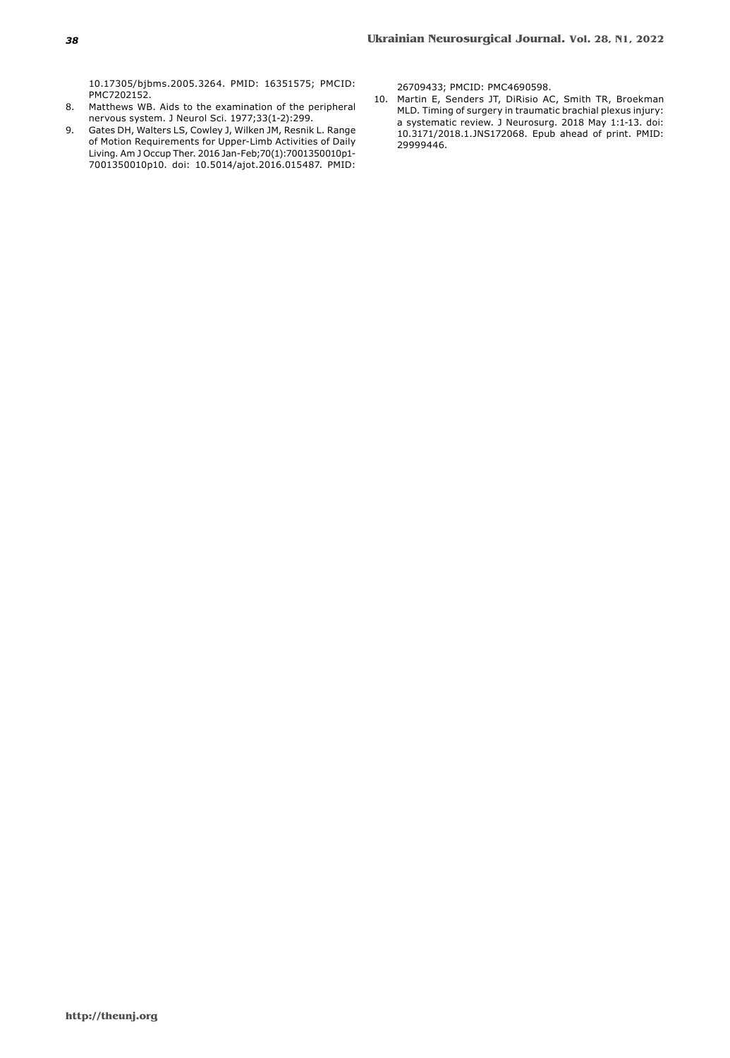10.17305/bjbms.2005.3264. PMID: 16351575; PMCID: PMC7202152.

8. Matthews WB. Aids to the examination of the peripheral nervous system. J Neurol Sci. 1977;33(1-2):299.
9. Gates DH, Walters LS, Cowley J, Wilken JM, Resnik L. Range of Motion Requirements for Upper-Limb Activities of Daily Living. Am J Occup Ther. 2016 Jan-Feb;70(1):7001350010p1-7001350010p10. doi: 10.5014/ajot.2016.015487. PMID: 26709433; PMCID: PMC4690598.
10. Martin E, Senders JT, DiRisio AC, Smith TR, Broekman MLD. Timing of surgery in traumatic brachial plexus injury: a systematic review. J Neurosurg. 2018 May 1:1-13. doi: 10.3171/2018.1.JNS172068. Epub ahead of print. PMID: 29999446.